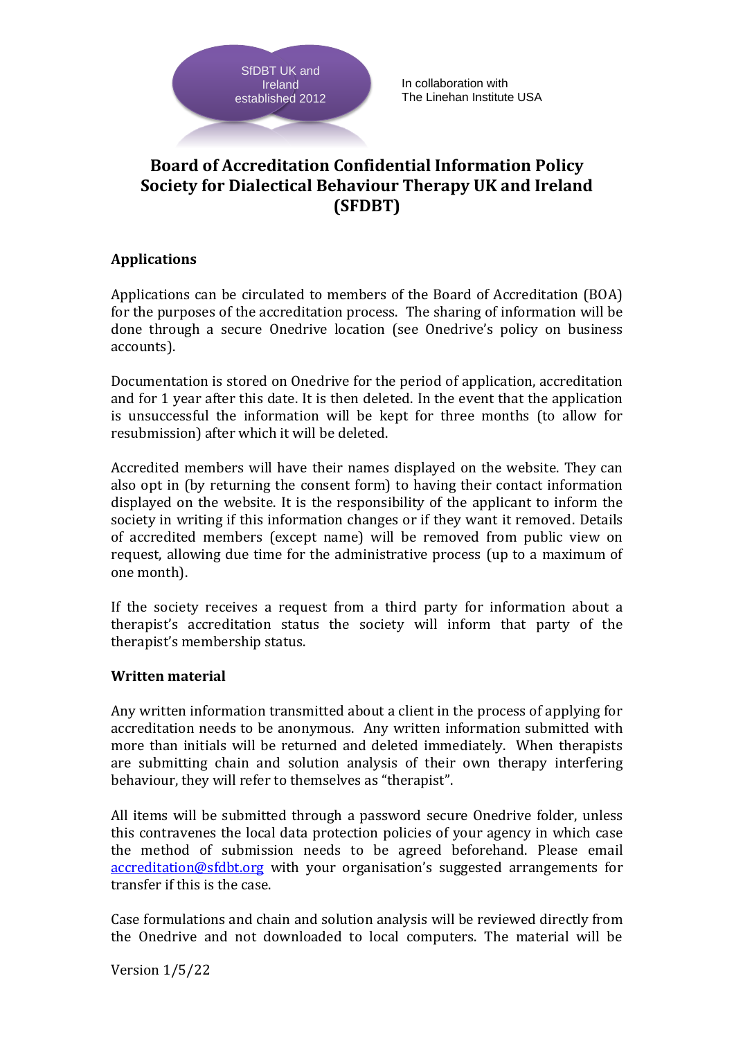SfDBT UK and Ireland established 2012

In collaboration with
The Linehan Institute USA

# Board of Accreditation Confidential Information Policy Society for Dialectical Behaviour Therapy UK and Ireland (SFDBT)

## Applications

Applications can be circulated to members of the Board of Accreditation (BOA) for the purposes of the accreditation process. The sharing of information will be done through a secure Onedrive location (see Onedrive's policy on business accounts).

Documentation is stored on Onedrive for the period of application, accreditation and for 1 year after this date. It is then deleted. In the event that the application is unsuccessful the information will be kept for three months (to allow for resubmission) after which it will be deleted.

Accredited members will have their names displayed on the website. They can also opt in (by returning the consent form) to having their contact information displayed on the website. It is the responsibility of the applicant to inform the society in writing if this information changes or if they want it removed. Details of accredited members (except name) will be removed from public view on request, allowing due time for the administrative process (up to a maximum of one month).

If the society receives a request from a third party for information about a therapist's accreditation status the society will inform that party of the therapist's membership status.

## Written material

Any written information transmitted about a client in the process of applying for accreditation needs to be anonymous. Any written information submitted with more than initials will be returned and deleted immediately. When therapists are submitting chain and solution analysis of their own therapy interfering behaviour, they will refer to themselves as "therapist".

All items will be submitted through a password secure Onedrive folder, unless this contravenes the local data protection policies of your agency in which case the method of submission needs to be agreed beforehand. Please email accreditation@sfdbt.org with your organisation's suggested arrangements for transfer if this is the case.

Case formulations and chain and solution analysis will be reviewed directly from the Onedrive and not downloaded to local computers. The material will be

Version 1/5/22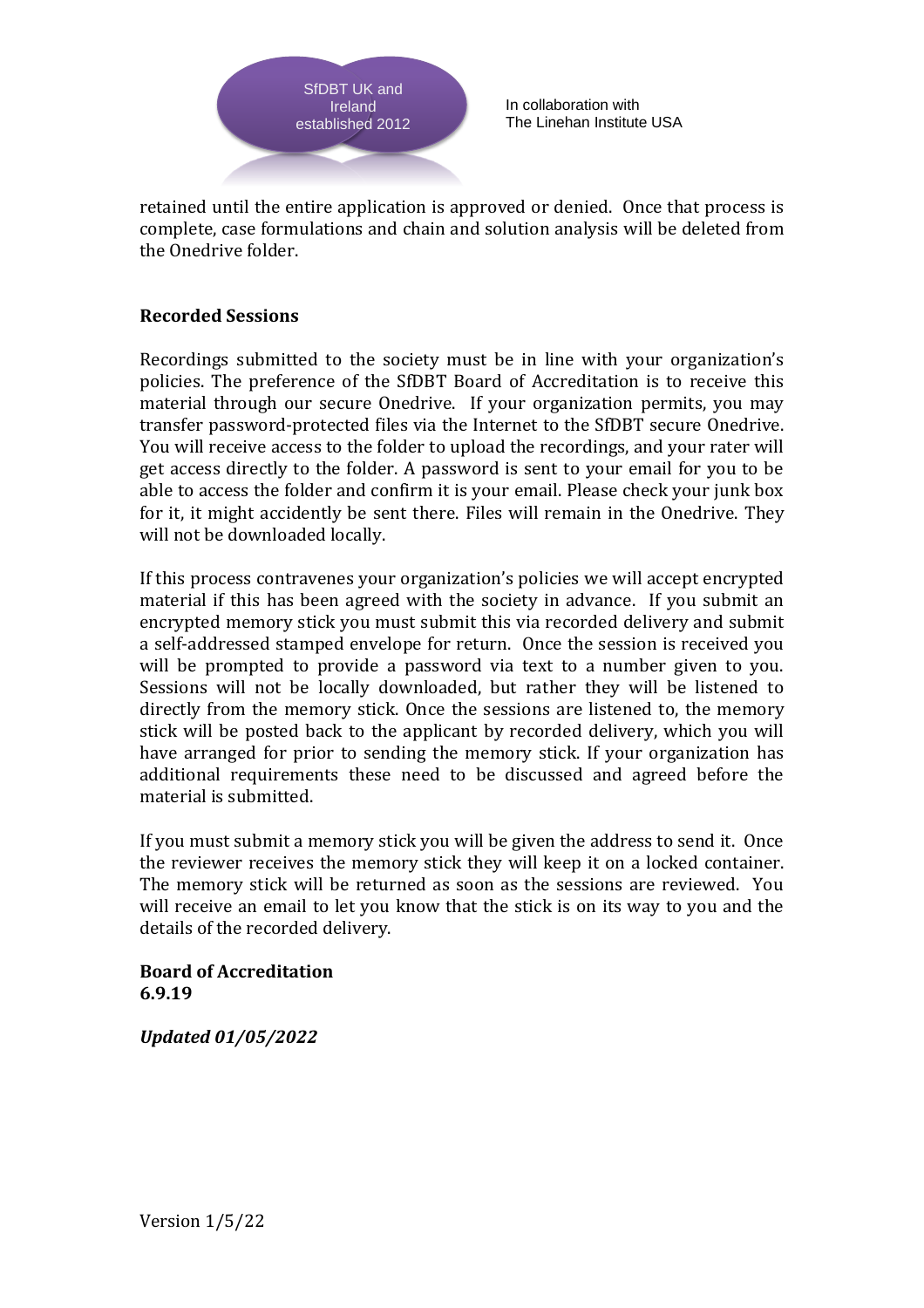retained until the entire application is approved or denied. Once that process is complete, case formulations and chain and solution analysis will be deleted from the Onedrive folder.

## Recorded Sessions

Recordings submitted to the society must be in line with your organization's policies. The preference of the SfDBT Board of Accreditation is to receive this material through our secure Onedrive. If your organization permits, you may transfer password-protected files via the Internet to the SfDBT secure Onedrive. You will receive access to the folder to upload the recordings, and your rater will get access directly to the folder. A password is sent to your email for you to be able to access the folder and confirm it is your email. Please check your junk box for it, it might accidently be sent there. Files will remain in the Onedrive. They will not be downloaded locally.

If this process contravenes your organization's policies we will accept encrypted material if this has been agreed with the society in advance. If you submit an encrypted memory stick you must submit this via recorded delivery and submit a self-addressed stamped envelope for return. Once the session is received you will be prompted to provide a password via text to a number given to you. Sessions will not be locally downloaded, but rather they will be listened to directly from the memory stick. Once the sessions are listened to, the memory stick will be posted back to the applicant by recorded delivery, which you will have arranged for prior to sending the memory stick. If your organization has additional requirements these need to be discussed and agreed before the material is submitted.

If you must submit a memory stick you will be given the address to send it. Once the reviewer receives the memory stick they will keep it on a locked container. The memory stick will be returned as soon as the sessions are reviewed. You will receive an email to let you know that the stick is on its way to you and the details of the recorded delivery.

**Board of Accreditation**
**6.9.19**

***Updated 01/05/2022***